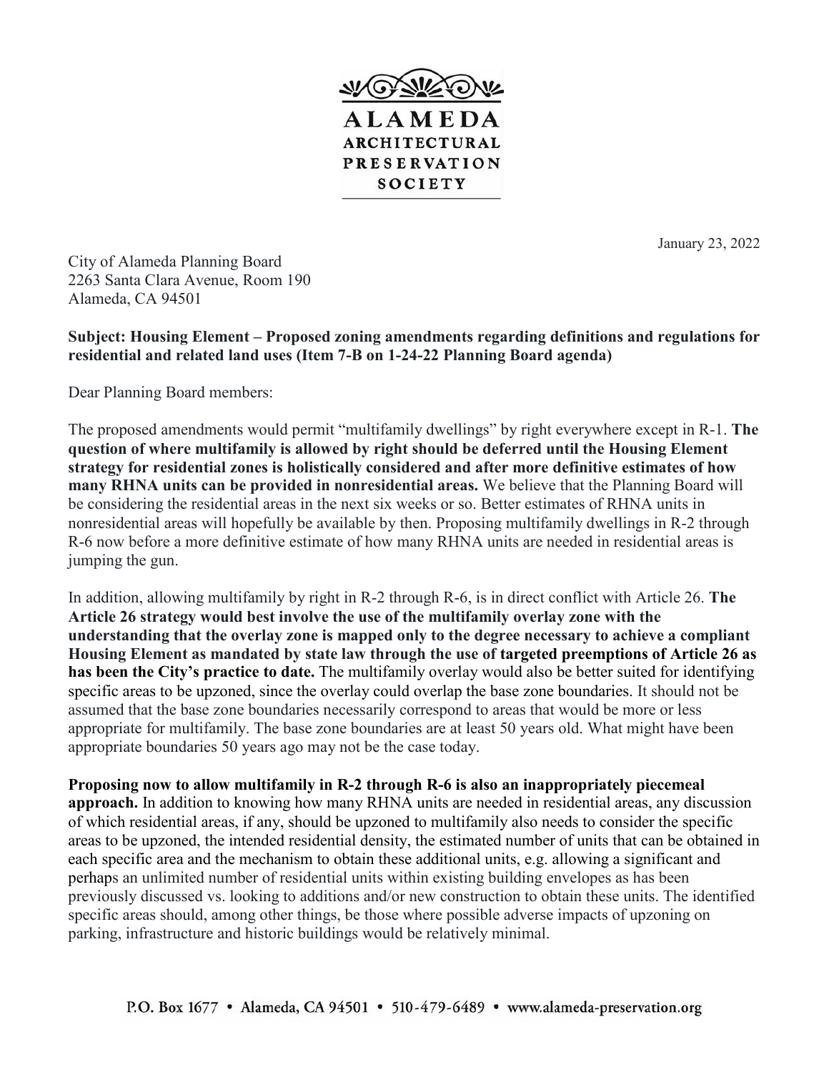**ALAMEDA ARCHITECTURAL PRESERVATION SOCIETY**

January 23, 2022

City of Alameda Planning Board
2263 Santa Clara Avenue, Room 190
Alameda, CA 94501

**Subject: Housing Element – Proposed zoning amendments regarding definitions and regulations for residential and related land uses (Item 7-B on 1-24-22 Planning Board agenda)**

Dear Planning Board members:

The proposed amendments would permit "multifamily dwellings" by right everywhere except in R-1. **The question of where multifamily is allowed by right should be deferred until the Housing Element strategy for residential zones is holistically considered and after more definitive estimates of how many RHNA units can be provided in nonresidential areas.** We believe that the Planning Board will be considering the residential areas in the next six weeks or so. Better estimates of RHNA units in nonresidential areas will hopefully be available by then. Proposing multifamily dwellings in R-2 through R-6 now before a more definitive estimate of how many RHNA units are needed in residential areas is jumping the gun.

In addition, allowing multifamily by right in R-2 through R-6, is in direct conflict with Article 26. **The Article 26 strategy would best involve the use of the multifamily overlay zone with the understanding that the overlay zone is mapped only to the degree necessary to achieve a compliant Housing Element as mandated by state law through the use of targeted preemptions of Article 26 as has been the City's practice to date.** The multifamily overlay would also be better suited for identifying specific areas to be upzoned, since the overlay could overlap the base zone boundaries. It should not be assumed that the base zone boundaries necessarily correspond to areas that would be more or less appropriate for multifamily. The base zone boundaries are at least 50 years old. What might have been appropriate boundaries 50 years ago may not be the case today.

**Proposing now to allow multifamily in R-2 through R-6 is also an inappropriately piecemeal approach.** In addition to knowing how many RHNA units are needed in residential areas, any discussion of which residential areas, if any, should be upzoned to multifamily also needs to consider the specific areas to be upzoned, the intended residential density, the estimated number of units that can be obtained in each specific area and the mechanism to obtain these additional units, e.g. allowing a significant and perhaps an unlimited number of residential units within existing building envelopes as has been previously discussed vs. looking to additions and/or new construction to obtain these units. The identified specific areas should, among other things, be those where possible adverse impacts of upzoning on parking, infrastructure and historic buildings would be relatively minimal.

P.O. Box 1677 • Alameda, CA 94501 • 510-479-6489 • www.alameda-preservation.org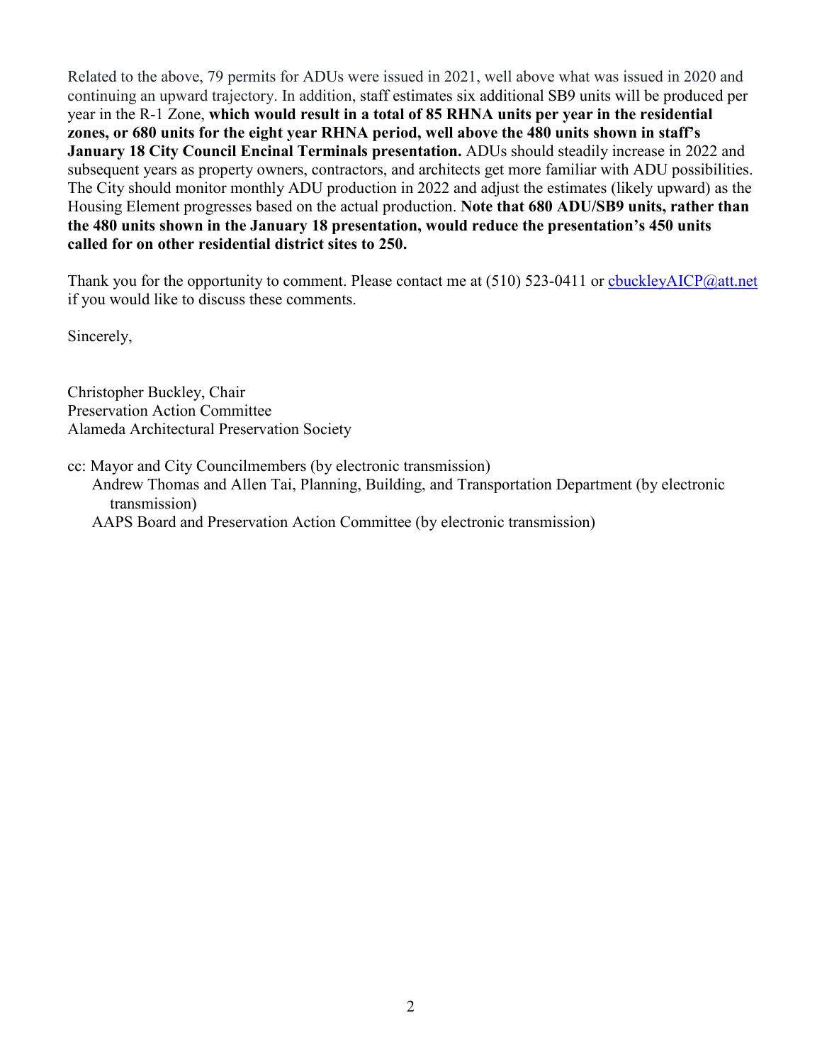Related to the above, 79 permits for ADUs were issued in 2021, well above what was issued in 2020 and continuing an upward trajectory. In addition, staff estimates six additional SB9 units will be produced per year in the R-1 Zone, **which would result in a total of 85 RHNA units per year in the residential zones, or 680 units for the eight year RHNA period, well above the 480 units shown in staff's January 18 City Council Encinal Terminals presentation.** ADUs should steadily increase in 2022 and subsequent years as property owners, contractors, and architects get more familiar with ADU possibilities. The City should monitor monthly ADU production in 2022 and adjust the estimates (likely upward) as the Housing Element progresses based on the actual production. **Note that 680 ADU/SB9 units, rather than the 480 units shown in the January 18 presentation, would reduce the presentation's 450 units called for on other residential district sites to 250.**

Thank you for the opportunity to comment. Please contact me at (510) 523-0411 or cbuckleyAICP@att.net if you would like to discuss these comments.

Sincerely,

Christopher Buckley, Chair
Preservation Action Committee
Alameda Architectural Preservation Society

cc: Mayor and City Councilmembers (by electronic transmission)
Andrew Thomas and Allen Tai, Planning, Building, and Transportation Department (by electronic transmission)
AAPS Board and Preservation Action Committee (by electronic transmission)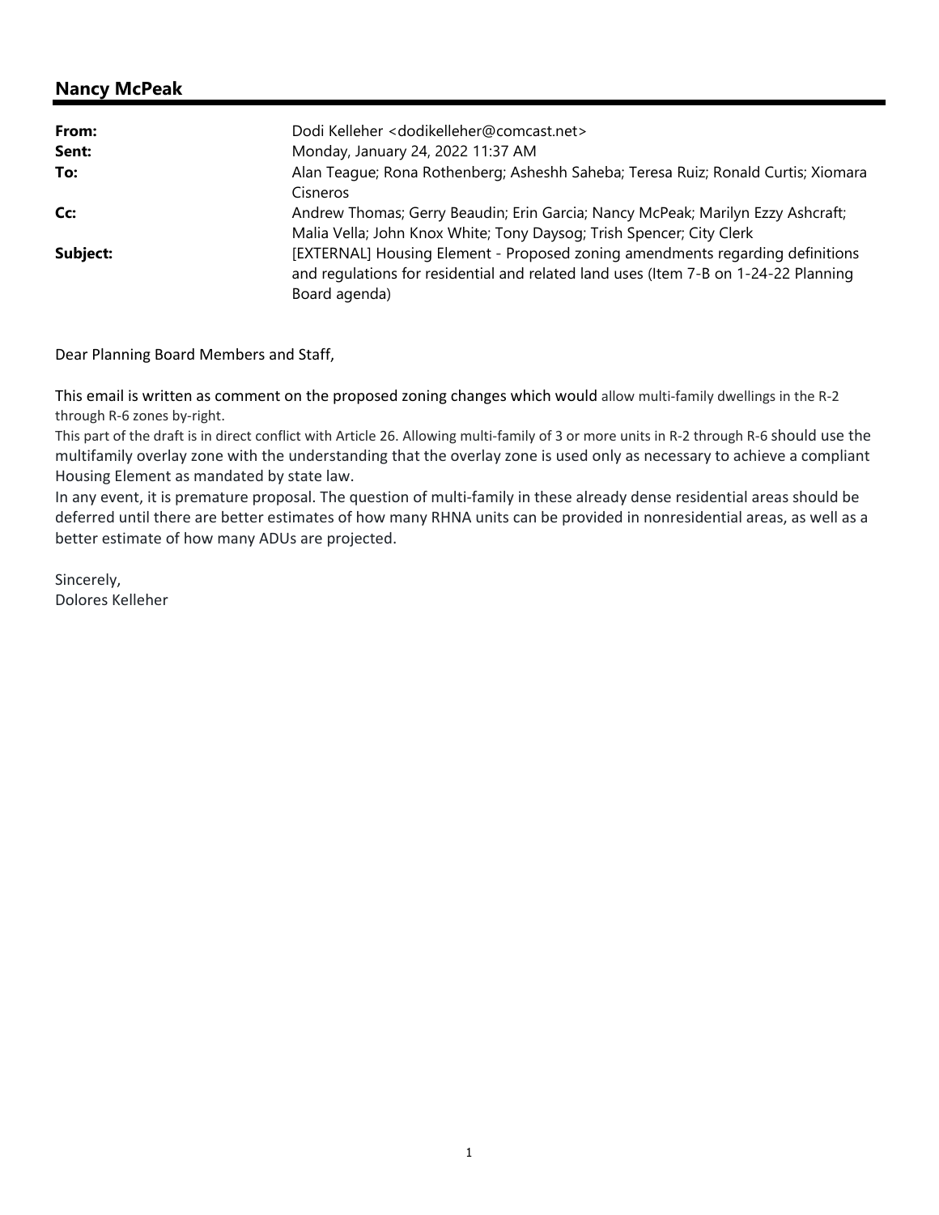## Nancy McPeak

| | |
|---|---|
| **From:** | Dodi Kelleher <dodikelleher@comcast.net> |
| **Sent:** | Monday, January 24, 2022 11:37 AM |
| **To:** | Alan Teague; Rona Rothenberg; Asheshh Saheba; Teresa Ruiz; Ronald Curtis; Xiomara Cisneros |
| **Cc:** | Andrew Thomas; Gerry Beaudin; Erin Garcia; Nancy McPeak; Marilyn Ezzy Ashcraft; Malia Vella; John Knox White; Tony Daysog; Trish Spencer; City Clerk |
| **Subject:** | [EXTERNAL] Housing Element - Proposed zoning amendments regarding definitions and regulations for residential and related land uses (Item 7-B on 1-24-22 Planning Board agenda) |

Dear Planning Board Members and Staff,

This email is written as comment on the proposed zoning changes which would allow multi-family dwellings in the R-2 through R-6 zones by-right.

This part of the draft is in direct conflict with Article 26. Allowing multi-family of 3 or more units in R-2 through R-6 should use the multifamily overlay zone with the understanding that the overlay zone is used only as necessary to achieve a compliant Housing Element as mandated by state law.

In any event, it is premature proposal. The question of multi-family in these already dense residential areas should be deferred until there are better estimates of how many RHNA units can be provided in nonresidential areas, as well as a better estimate of how many ADUs are projected.

Sincerely,
Dolores Kelleher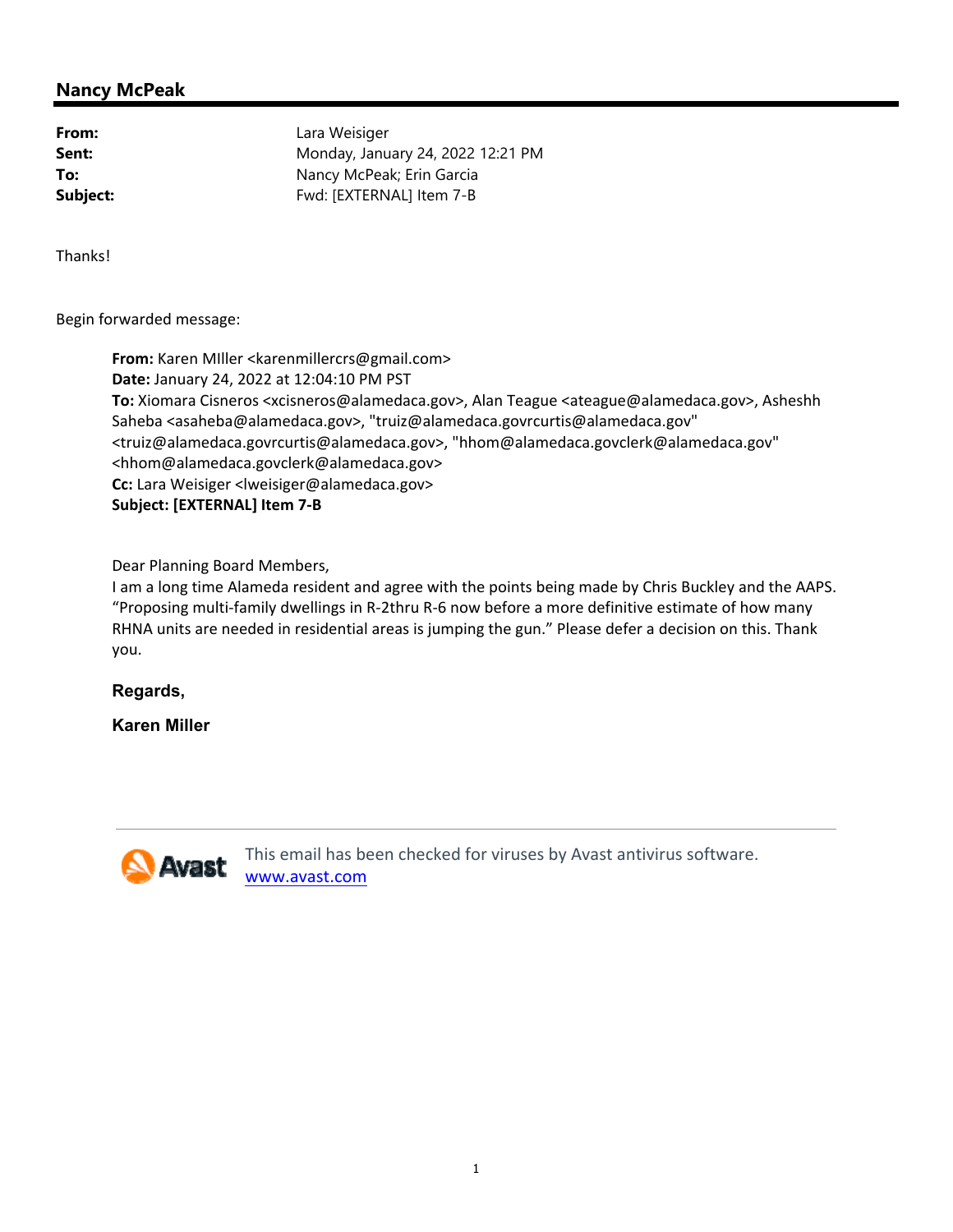## Nancy McPeak

**From:** Lara Weisiger
**Sent:** Monday, January 24, 2022 12:21 PM
**To:** Nancy McPeak; Erin Garcia
**Subject:** Fwd: [EXTERNAL] Item 7-B

Thanks!

Begin forwarded message:

> **From:** Karen MIller <karenmillercrs@gmail.com>
> **Date:** January 24, 2022 at 12:04:10 PM PST
> **To:** Xiomara Cisneros <xcisneros@alamedaca.gov>, Alan Teague <ateague@alamedaca.gov>, Asheshh Saheba <asaheba@alamedaca.gov>, "truiz@alamedaca.govrcurtis@alamedaca.gov" <truiz@alamedaca.govrcurtis@alamedaca.gov>, "hhom@alamedaca.govclerk@alamedaca.gov" <hhom@alamedaca.govclerk@alamedaca.gov>
> **Cc:** Lara Weisiger <lweisiger@alamedaca.gov>
> **Subject: [EXTERNAL] Item 7-B**
>
> Dear Planning Board Members,
> I am a long time Alameda resident and agree with the points being made by Chris Buckley and the AAPS. "Proposing multi-family dwellings in R-2thru R-6 now before a more definitive estimate of how many RHNA units are needed in residential areas is jumping the gun." Please defer a decision on this. Thank you.
>
> **Regards,**
>
> **Karen Miller**
>
> ---
>
> Avast — This email has been checked for viruses by Avast antivirus software.
> www.avast.com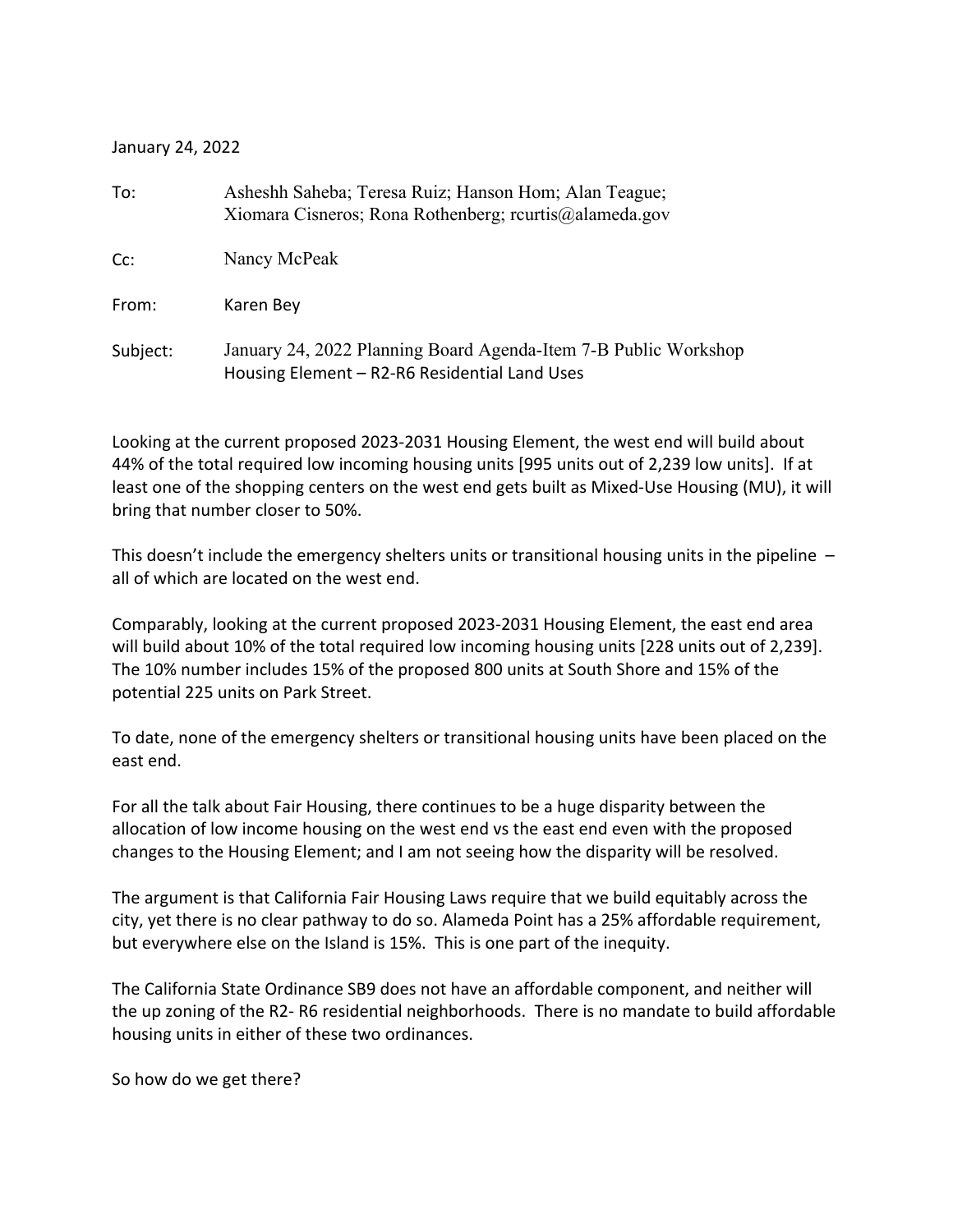January 24, 2022

| | |
|---|---|
| To: | Asheshh Saheba; Teresa Ruiz; Hanson Hom; Alan Teague; Xiomara Cisneros; Rona Rothenberg; rcurtis@alameda.gov |
| Cc: | Nancy McPeak |
| From: | Karen Bey |
| Subject: | January 24, 2022 Planning Board Agenda-Item 7-B Public Workshop Housing Element – R2-R6 Residential Land Uses |

Looking at the current proposed 2023-2031 Housing Element, the west end will build about 44% of the total required low incoming housing units [995 units out of 2,239 low units]. If at least one of the shopping centers on the west end gets built as Mixed-Use Housing (MU), it will bring that number closer to 50%.

This doesn't include the emergency shelters units or transitional housing units in the pipeline – all of which are located on the west end.

Comparably, looking at the current proposed 2023-2031 Housing Element, the east end area will build about 10% of the total required low incoming housing units [228 units out of 2,239]. The 10% number includes 15% of the proposed 800 units at South Shore and 15% of the potential 225 units on Park Street.

To date, none of the emergency shelters or transitional housing units have been placed on the east end.

For all the talk about Fair Housing, there continues to be a huge disparity between the allocation of low income housing on the west end vs the east end even with the proposed changes to the Housing Element; and I am not seeing how the disparity will be resolved.

The argument is that California Fair Housing Laws require that we build equitably across the city, yet there is no clear pathway to do so. Alameda Point has a 25% affordable requirement, but everywhere else on the Island is 15%. This is one part of the inequity.

The California State Ordinance SB9 does not have an affordable component, and neither will the up zoning of the R2- R6 residential neighborhoods. There is no mandate to build affordable housing units in either of these two ordinances.

So how do we get there?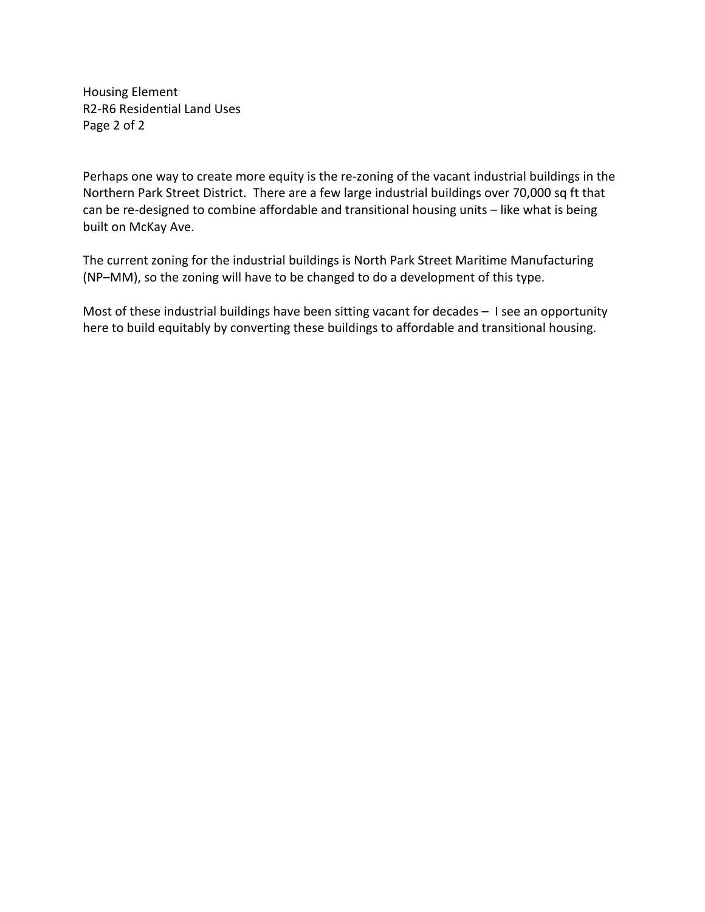Perhaps one way to create more equity is the re-zoning of the vacant industrial buildings in the Northern Park Street District. There are a few large industrial buildings over 70,000 sq ft that can be re-designed to combine affordable and transitional housing units – like what is being built on McKay Ave.

The current zoning for the industrial buildings is North Park Street Maritime Manufacturing (NP–MM), so the zoning will have to be changed to do a development of this type.

Most of these industrial buildings have been sitting vacant for decades – I see an opportunity here to build equitably by converting these buildings to affordable and transitional housing.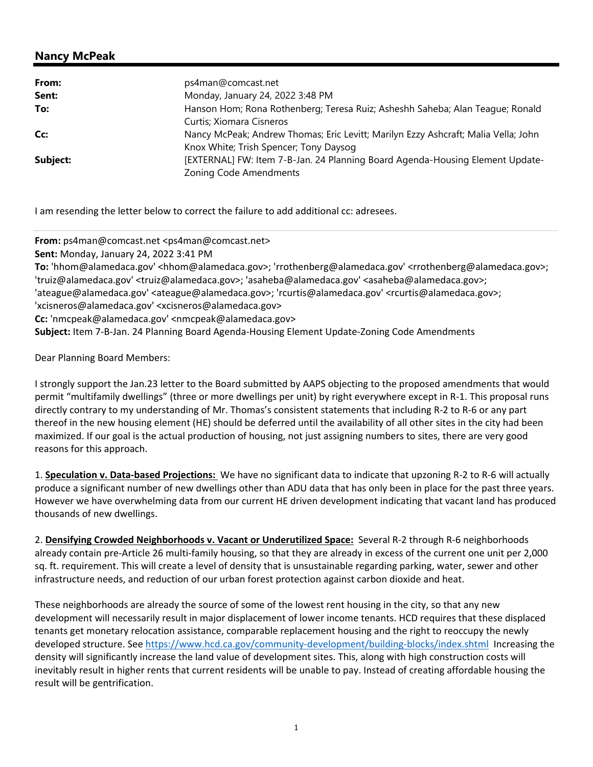## Nancy McPeak

| | |
|---|---|
| **From:** | ps4man@comcast.net |
| **Sent:** | Monday, January 24, 2022 3:48 PM |
| **To:** | Hanson Hom; Rona Rothenberg; Teresa Ruiz; Asheshh Saheba; Alan Teague; Ronald Curtis; Xiomara Cisneros |
| **Cc:** | Nancy McPeak; Andrew Thomas; Eric Levitt; Marilyn Ezzy Ashcraft; Malia Vella; John Knox White; Trish Spencer; Tony Daysog |
| **Subject:** | [EXTERNAL] FW: Item 7-B-Jan. 24 Planning Board Agenda-Housing Element Update-Zoning Code Amendments |

I am resending the letter below to correct the failure to add additional cc: adresees.

---

**From:** ps4man@comcast.net <ps4man@comcast.net>
**Sent:** Monday, January 24, 2022 3:41 PM
**To:** 'hhom@alamedaca.gov' <hhom@alamedaca.gov>; 'rrothenberg@alamedaca.gov' <rrothenberg@alamedaca.gov>; 'truiz@alamedaca.gov' <truiz@alamedaca.gov>; 'asaheba@alamedaca.gov' <asaheba@alamedaca.gov>; 'ateague@alamedaca.gov' <ateague@alamedaca.gov>; 'rcurtis@alamedaca.gov' <rcurtis@alamedaca.gov>; 'xcisneros@alamedaca.gov' <xcisneros@alamedaca.gov>
**Cc:** 'nmcpeak@alamedaca.gov' <nmcpeak@alamedaca.gov>
**Subject:** Item 7-B-Jan. 24 Planning Board Agenda-Housing Element Update-Zoning Code Amendments

Dear Planning Board Members:

I strongly support the Jan.23 letter to the Board submitted by AAPS objecting to the proposed amendments that would permit "multifamily dwellings" (three or more dwellings per unit) by right everywhere except in R-1. This proposal runs directly contrary to my understanding of Mr. Thomas's consistent statements that including R-2 to R-6 or any part thereof in the new housing element (HE) should be deferred until the availability of all other sites in the city had been maximized. If our goal is the actual production of housing, not just assigning numbers to sites, there are very good reasons for this approach.

1. **<u>Speculation v. Data-based Projections:</u>** We have no significant data to indicate that upzoning R-2 to R-6 will actually produce a significant number of new dwellings other than ADU data that has only been in place for the past three years. However we have overwhelming data from our current HE driven development indicating that vacant land has produced thousands of new dwellings.

2. **<u>Densifying Crowded Neighborhoods v. Vacant or Underutilized Space:</u>** Several R-2 through R-6 neighborhoods already contain pre-Article 26 multi-family housing, so that they are already in excess of the current one unit per 2,000 sq. ft. requirement. This will create a level of density that is unsustainable regarding parking, water, sewer and other infrastructure needs, and reduction of our urban forest protection against carbon dioxide and heat.

These neighborhoods are already the source of some of the lowest rent housing in the city, so that any new development will necessarily result in major displacement of lower income tenants. HCD requires that these displaced tenants get monetary relocation assistance, comparable replacement housing and the right to reoccupy the newly developed structure. See https://www.hcd.ca.gov/community-development/building-blocks/index.shtml Increasing the density will significantly increase the land value of development sites. This, along with high construction costs will inevitably result in higher rents that current residents will be unable to pay. Instead of creating affordable housing the result will be gentrification.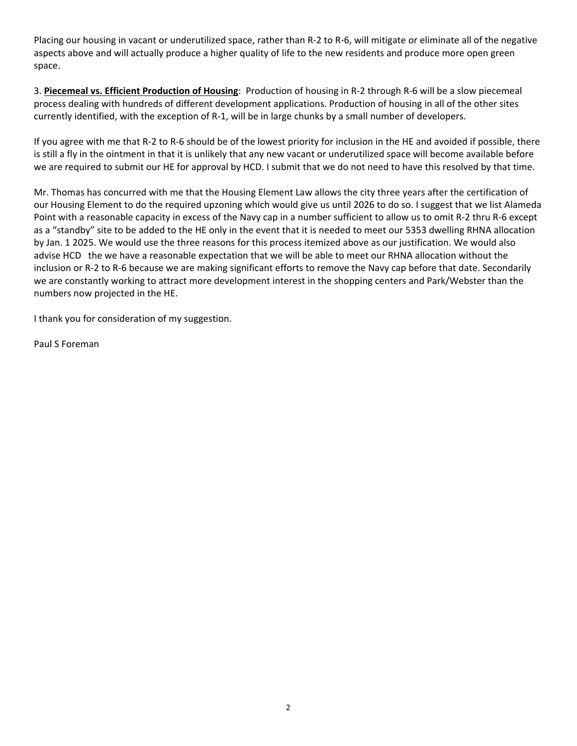Placing our housing in vacant or underutilized space, rather than R-2 to R-6, will mitigate or eliminate all of the negative aspects above and will actually produce a higher quality of life to the new residents and produce more open green space.

3. **Piecemeal vs. Efficient Production of Housing**: Production of housing in R-2 through R-6 will be a slow piecemeal process dealing with hundreds of different development applications. Production of housing in all of the other sites currently identified, with the exception of R-1, will be in large chunks by a small number of developers.

If you agree with me that R-2 to R-6 should be of the lowest priority for inclusion in the HE and avoided if possible, there is still a fly in the ointment in that it is unlikely that any new vacant or underutilized space will become available before we are required to submit our HE for approval by HCD. I submit that we do not need to have this resolved by that time.

Mr. Thomas has concurred with me that the Housing Element Law allows the city three years after the certification of our Housing Element to do the required upzoning which would give us until 2026 to do so. I suggest that we list Alameda Point with a reasonable capacity in excess of the Navy cap in a number sufficient to allow us to omit R-2 thru R-6 except as a "standby" site to be added to the HE only in the event that it is needed to meet our 5353 dwelling RHNA allocation by Jan. 1 2025. We would use the three reasons for this process itemized above as our justification. We would also advise HCD the we have a reasonable expectation that we will be able to meet our RHNA allocation without the inclusion or R-2 to R-6 because we are making significant efforts to remove the Navy cap before that date. Secondarily we are constantly working to attract more development interest in the shopping centers and Park/Webster than the numbers now projected in the HE.

I thank you for consideration of my suggestion.

Paul S Foreman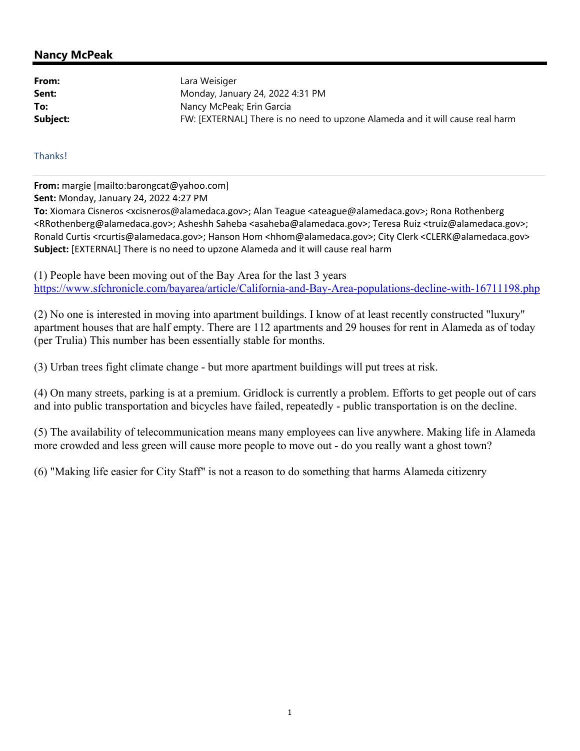## Nancy McPeak

**From:** Lara Weisiger
**Sent:** Monday, January 24, 2022 4:31 PM
**To:** Nancy McPeak; Erin Garcia
**Subject:** FW: [EXTERNAL] There is no need to upzone Alameda and it will cause real harm

Thanks!

**From:** margie [mailto:barongcat@yahoo.com]
**Sent:** Monday, January 24, 2022 4:27 PM
**To:** Xiomara Cisneros <xcisneros@alamedaca.gov>; Alan Teague <ateague@alamedaca.gov>; Rona Rothenberg <RRothenberg@alamedaca.gov>; Asheshh Saheba <asaheba@alamedaca.gov>; Teresa Ruiz <truiz@alamedaca.gov>; Ronald Curtis <rcurtis@alamedaca.gov>; Hanson Hom <hhom@alamedaca.gov>; City Clerk <CLERK@alamedaca.gov>
**Subject:** [EXTERNAL] There is no need to upzone Alameda and it will cause real harm

(1) People have been moving out of the Bay Area for the last 3 years
https://www.sfchronicle.com/bayarea/article/California-and-Bay-Area-populations-decline-with-16711198.php

(2) No one is interested in moving into apartment buildings. I know of at least recently constructed "luxury" apartment houses that are half empty. There are 112 apartments and 29 houses for rent in Alameda as of today (per Trulia) This number has been essentially stable for months.

(3) Urban trees fight climate change - but more apartment buildings will put trees at risk.

(4) On many streets, parking is at a premium. Gridlock is currently a problem. Efforts to get people out of cars and into public transportation and bicycles have failed, repeatedly - public transportation is on the decline.

(5) The availability of telecommunication means many employees can live anywhere. Making life in Alameda more crowded and less green will cause more people to move out - do you really want a ghost town?

(6) "Making life easier for City Staff" is not a reason to do something that harms Alameda citizenry